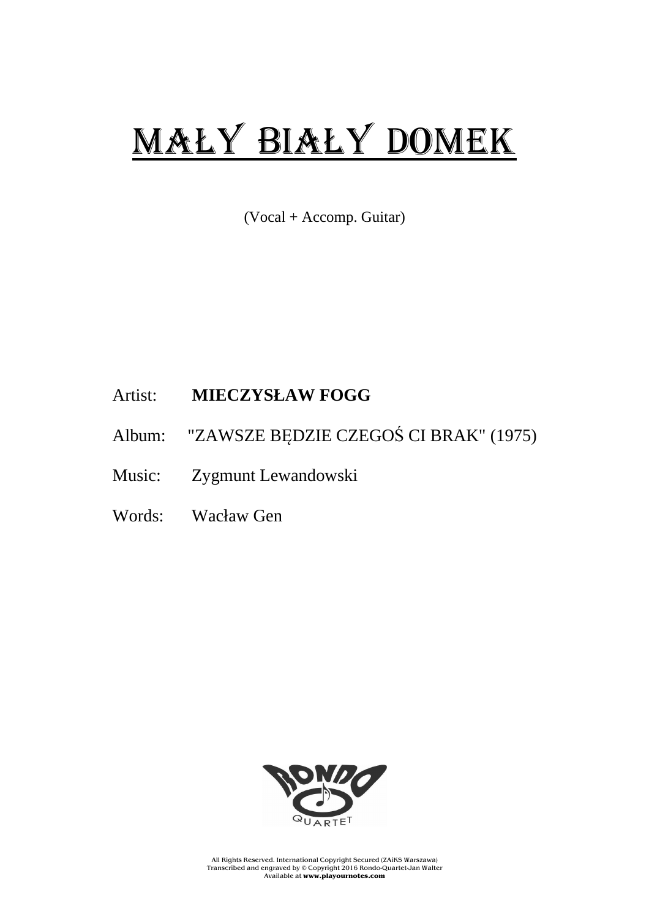# MAŁY BIAŁY DOMEK

(Vocal + Accomp. Guitar)

Artist: **MIECZYSŁAW FOGG**

Album: "ZAWSZE BĘDZIE CZEGOŚ CI BRAK" (1975)

Music: Zygmunt Lewandowski

Words: Wacław Gen

RONDO QUARTET

All Rights Reserved. International Copyright Secured (ZAiKS Warszawa)
Transcribed and engraved by © Copyright 2016 Rondo-Quartet-Jan Walter
Available at **www.playournotes.com**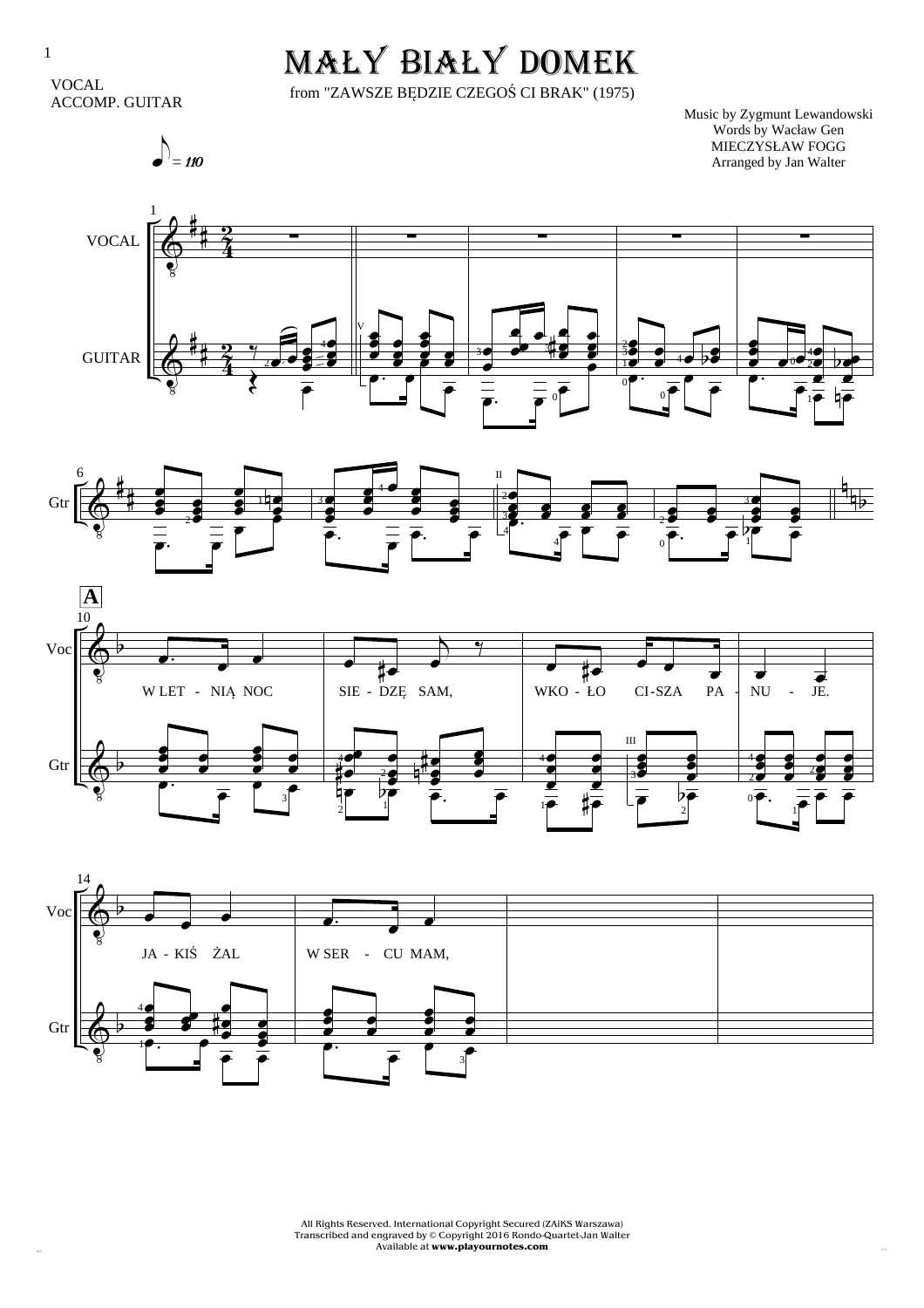# MAŁY BIAŁY DOMEK

from "ZAWSZE BĘDZIE CZEGOŚ CI BRAK" (1975)

VOCAL
ACCOMP. GUITAR

Music by Zygmunt Lewandowski
Words by Wacław Gen
MIECZYSŁAW FOGG
Arranged by Jan Walter

W LET - NIĄ NOC SIE - DZĘ SAM, WKO - ŁO CI-SZA PA - NU - JE.

JA - KIŚ ŻAL W SER - CU MAM,

All Rights Reserved. International Copyright Secured (ZAiKS Warszawa)
Transcribed and engraved by © Copyright 2016 Rondo-Quartet-Jan Walter
Available at **www.playournotes.com**